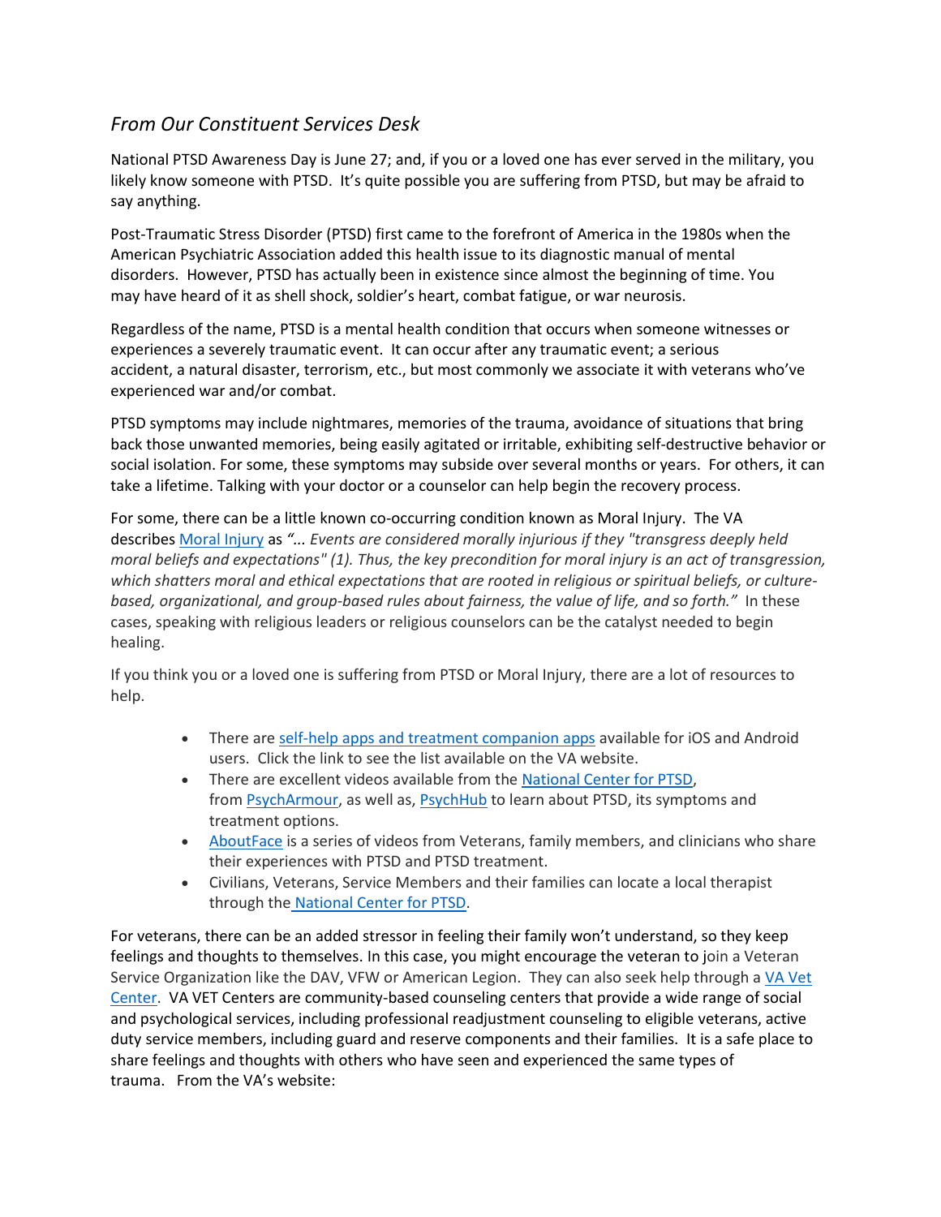## *From Our Constituent Services Desk*

National PTSD Awareness Day is June 27; and, if you or a loved one has ever served in the military, you likely know someone with PTSD. It's quite possible you are suffering from PTSD, but may be afraid to say anything.

Post-Traumatic Stress Disorder (PTSD) first came to the forefront of America in the 1980s when the American Psychiatric Association added this health issue to its diagnostic manual of mental disorders. However, PTSD has actually been in existence since almost the beginning of time. You may have heard of it as shell shock, soldier's heart, combat fatigue, or war neurosis.

Regardless of the name, PTSD is a mental health condition that occurs when someone witnesses or experiences a severely traumatic event. It can occur after any traumatic event; a serious accident, a natural disaster, terrorism, etc., but most commonly we associate it with veterans who've experienced war and/or combat.

PTSD symptoms may include nightmares, memories of the trauma, avoidance of situations that bring back those unwanted memories, being easily agitated or irritable, exhibiting self-destructive behavior or social isolation. For some, these symptoms may subside over several months or years. For others, it can take a lifetime. Talking with your doctor or a counselor can help begin the recovery process.

For some, there can be a little known co-occurring condition known as Moral Injury. The VA describes Moral Injury as *"... Events are considered morally injurious if they "transgress deeply held moral beliefs and expectations" (1). Thus, the key precondition for moral injury is an act of transgression, which shatters moral and ethical expectations that are rooted in religious or spiritual beliefs, or culture-based, organizational, and group-based rules about fairness, the value of life, and so forth."* In these cases, speaking with religious leaders or religious counselors can be the catalyst needed to begin healing.

If you think you or a loved one is suffering from PTSD or Moral Injury, there are a lot of resources to help.

- There are self-help apps and treatment companion apps available for iOS and Android users. Click the link to see the list available on the VA website.
- There are excellent videos available from the National Center for PTSD, from PsychArmour, as well as, PsychHub to learn about PTSD, its symptoms and treatment options.
- AboutFace is a series of videos from Veterans, family members, and clinicians who share their experiences with PTSD and PTSD treatment.
- Civilians, Veterans, Service Members and their families can locate a local therapist through the National Center for PTSD.

For veterans, there can be an added stressor in feeling their family won't understand, so they keep feelings and thoughts to themselves. In this case, you might encourage the veteran to join a Veteran Service Organization like the DAV, VFW or American Legion. They can also seek help through a VA Vet Center. VA VET Centers are community-based counseling centers that provide a wide range of social and psychological services, including professional readjustment counseling to eligible veterans, active duty service members, including guard and reserve components and their families. It is a safe place to share feelings and thoughts with others who have seen and experienced the same types of trauma. From the VA's website: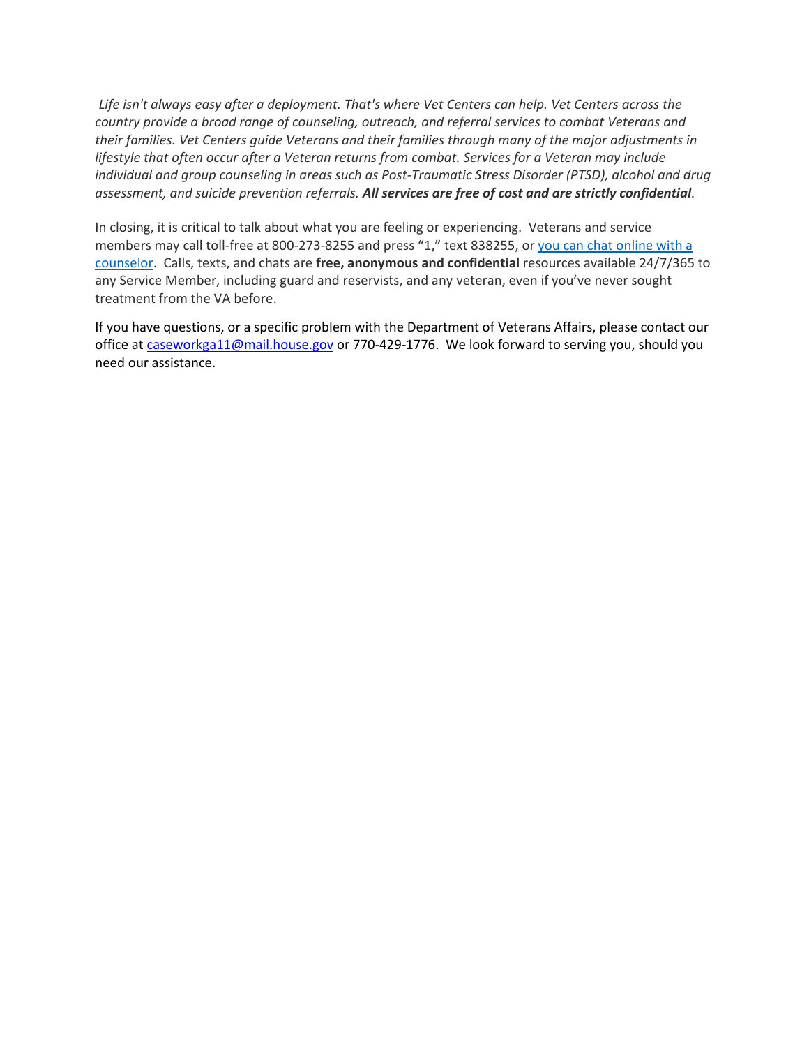*Life isn't always easy after a deployment. That's where Vet Centers can help. Vet Centers across the country provide a broad range of counseling, outreach, and referral services to combat Veterans and their families. Vet Centers guide Veterans and their families through many of the major adjustments in lifestyle that often occur after a Veteran returns from combat. Services for a Veteran may include individual and group counseling in areas such as Post-Traumatic Stress Disorder (PTSD), alcohol and drug assessment, and suicide prevention referrals.* ***All services are free of cost and are strictly confidential****.*

In closing, it is critical to talk about what you are feeling or experiencing. Veterans and service members may call toll-free at 800-273-8255 and press "1," text 838255, or [you can chat online with a counselor](). Calls, texts, and chats are **free, anonymous and confidential** resources available 24/7/365 to any Service Member, including guard and reservists, and any veteran, even if you've never sought treatment from the VA before.

If you have questions, or a specific problem with the Department of Veterans Affairs, please contact our office at [caseworkga11@mail.house.gov](mailto:caseworkga11@mail.house.gov) or 770-429-1776. We look forward to serving you, should you need our assistance.